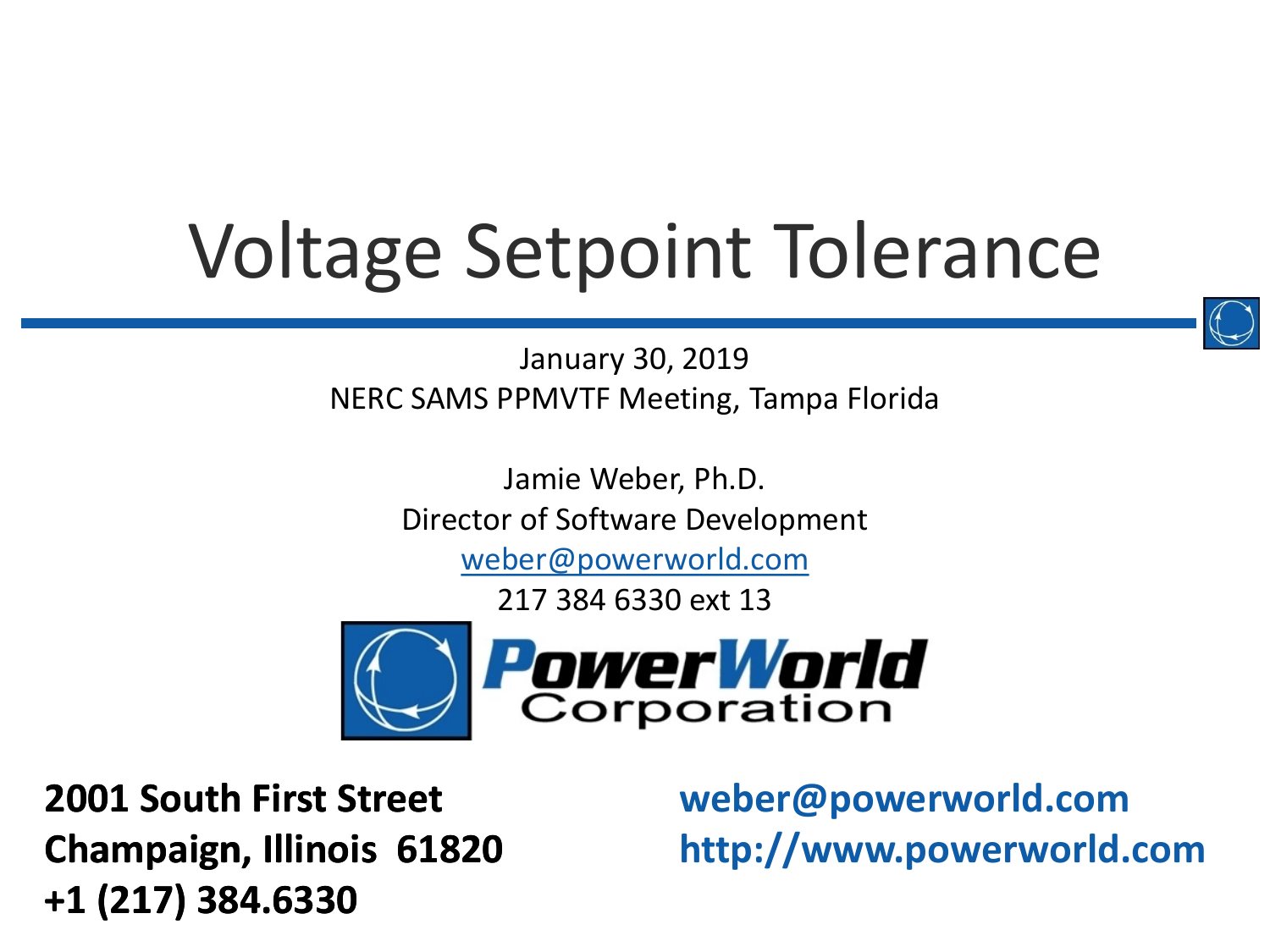# Voltage Setpoint Tolerance

January 30, 2019

NERC SAMS PPMVTF Meeting, Tampa Florida

Jamie Weber, Ph.D.

Director of Software Development

weber@powerworld.com

217 384 6330 ext 13

PowerWorld Corporation

**2001 South First Street**
**Champaign, Illinois 61820**
**+1 (217) 384.6330**

**weber@powerworld.com**
**http://www.powerworld.com**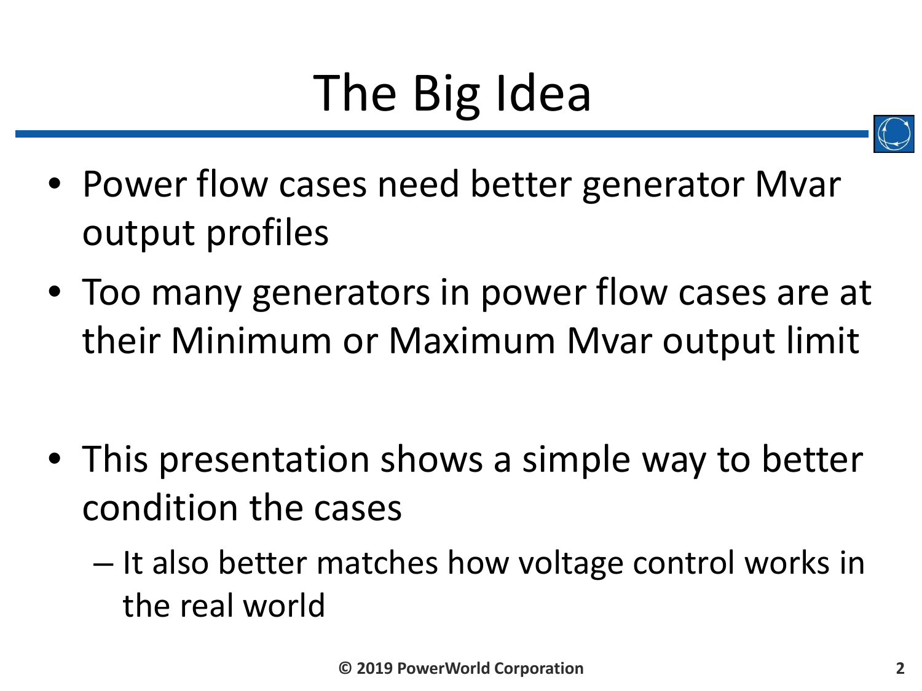# The Big Idea

- Power flow cases need better generator Mvar output profiles
- Too many generators in power flow cases are at their Minimum or Maximum Mvar output limit
- This presentation shows a simple way to better condition the cases
  - It also better matches how voltage control works in the real world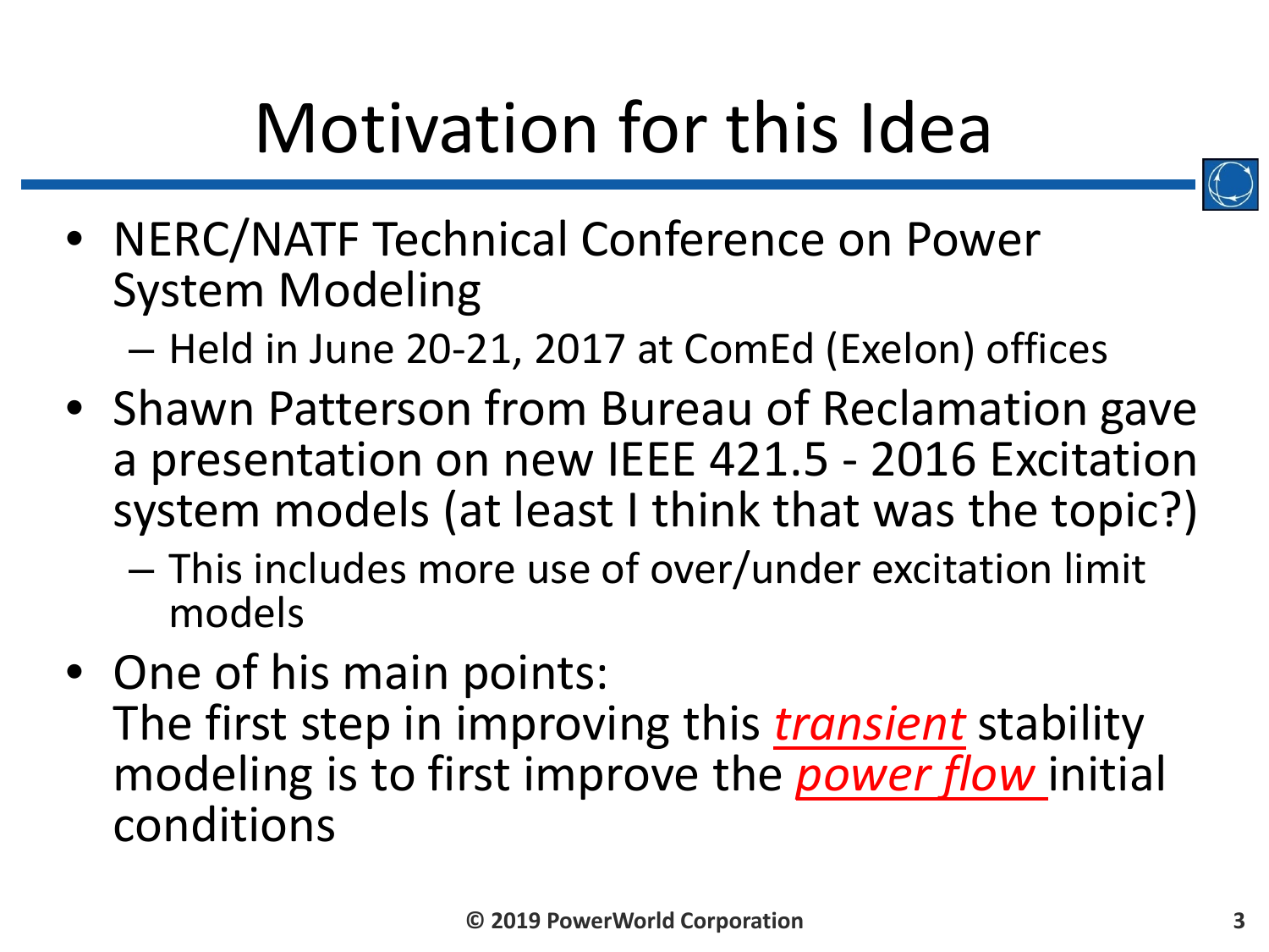# Motivation for this Idea

- NERC/NATF Technical Conference on Power System Modeling
  - Held in June 20-21, 2017 at ComEd (Exelon) offices
- Shawn Patterson from Bureau of Reclamation gave a presentation on new IEEE 421.5 - 2016 Excitation system models (at least I think that was the topic?)
  - This includes more use of over/under excitation limit models
- One of his main points:
  The first step in improving this ***transient*** stability modeling is to first improve the ***power flow*** initial conditions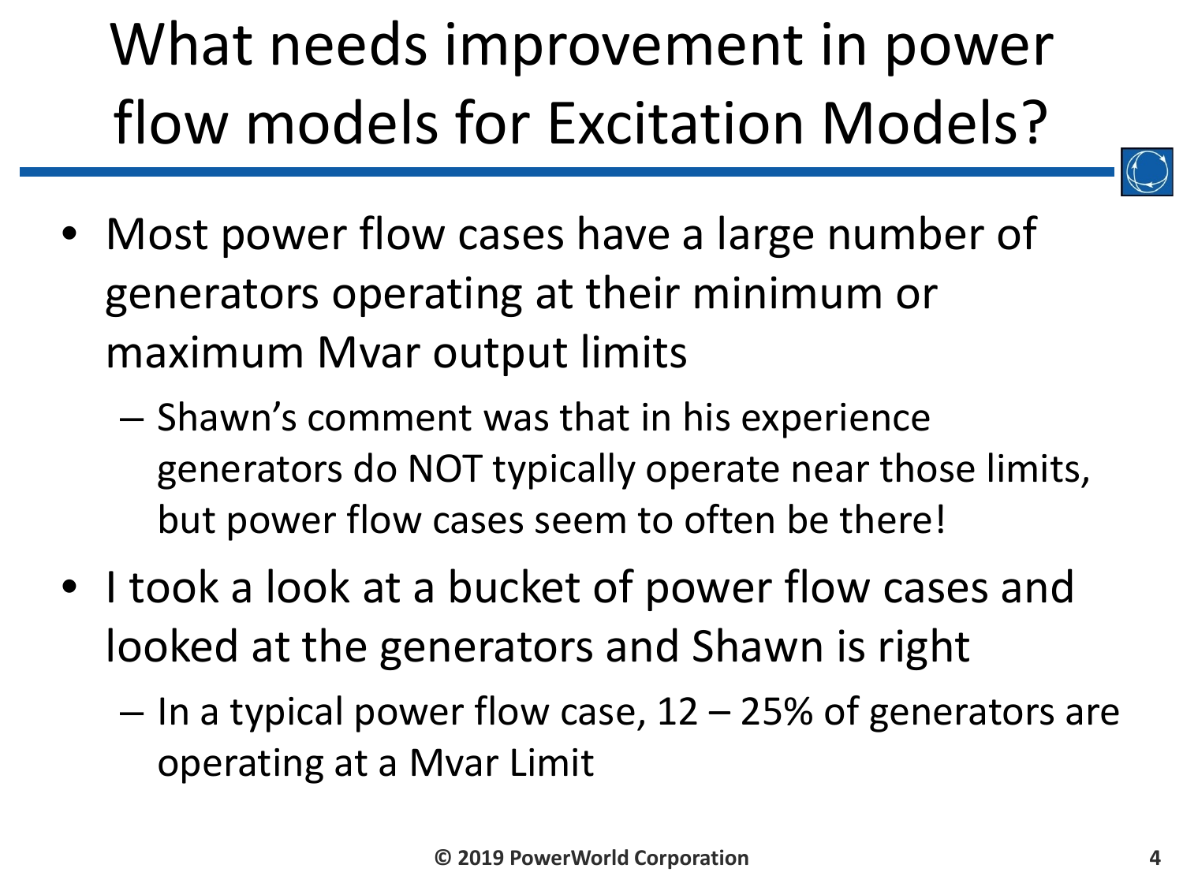# What needs improvement in power flow models for Excitation Models?

- Most power flow cases have a large number of generators operating at their minimum or maximum Mvar output limits
  - Shawn's comment was that in his experience generators do NOT typically operate near those limits, but power flow cases seem to often be there!
- I took a look at a bucket of power flow cases and looked at the generators and Shawn is right
  - In a typical power flow case, 12 – 25% of generators are operating at a Mvar Limit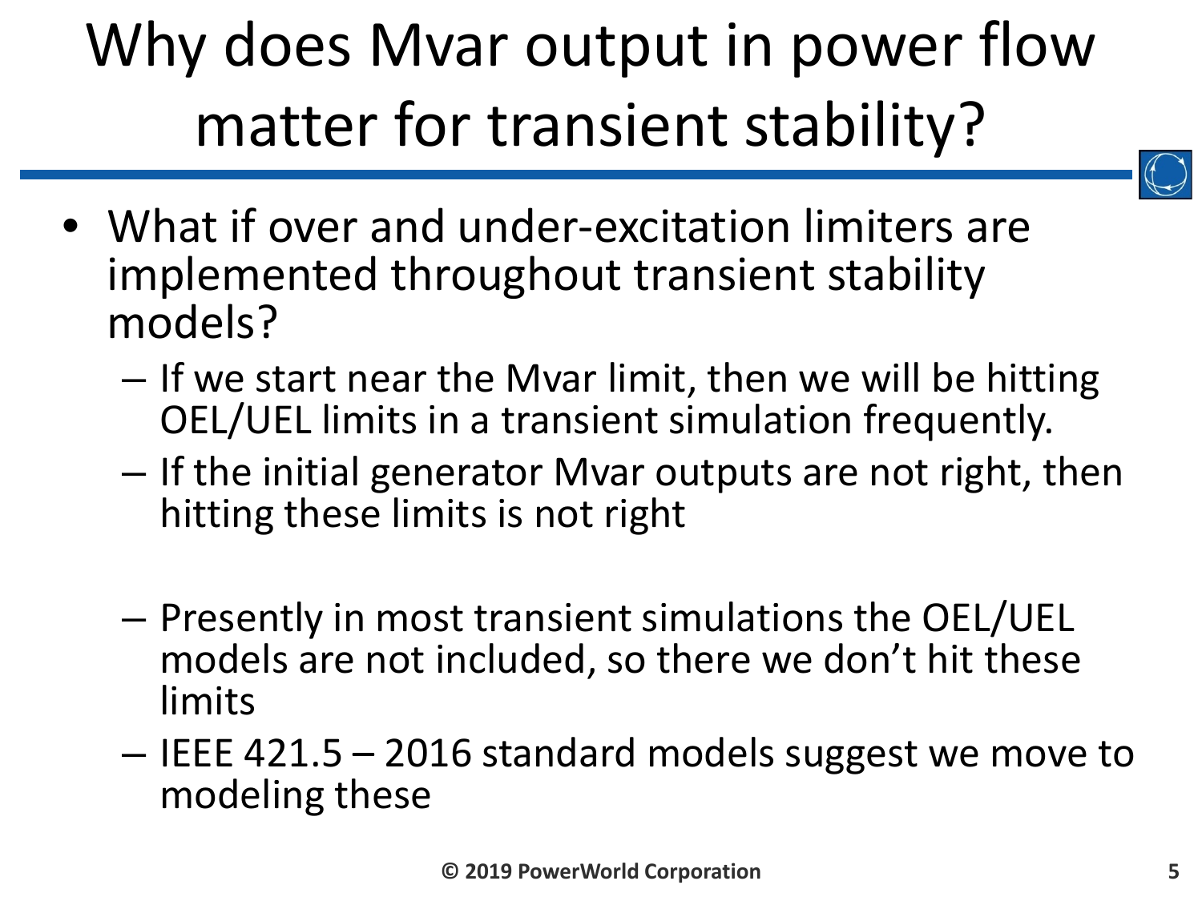# Why does Mvar output in power flow matter for transient stability?

- What if over and under-excitation limiters are implemented throughout transient stability models?
  - If we start near the Mvar limit, then we will be hitting OEL/UEL limits in a transient simulation frequently.
  - If the initial generator Mvar outputs are not right, then hitting these limits is not right
  - Presently in most transient simulations the OEL/UEL models are not included, so there we don't hit these limits
  - IEEE 421.5 – 2016 standard models suggest we move to modeling these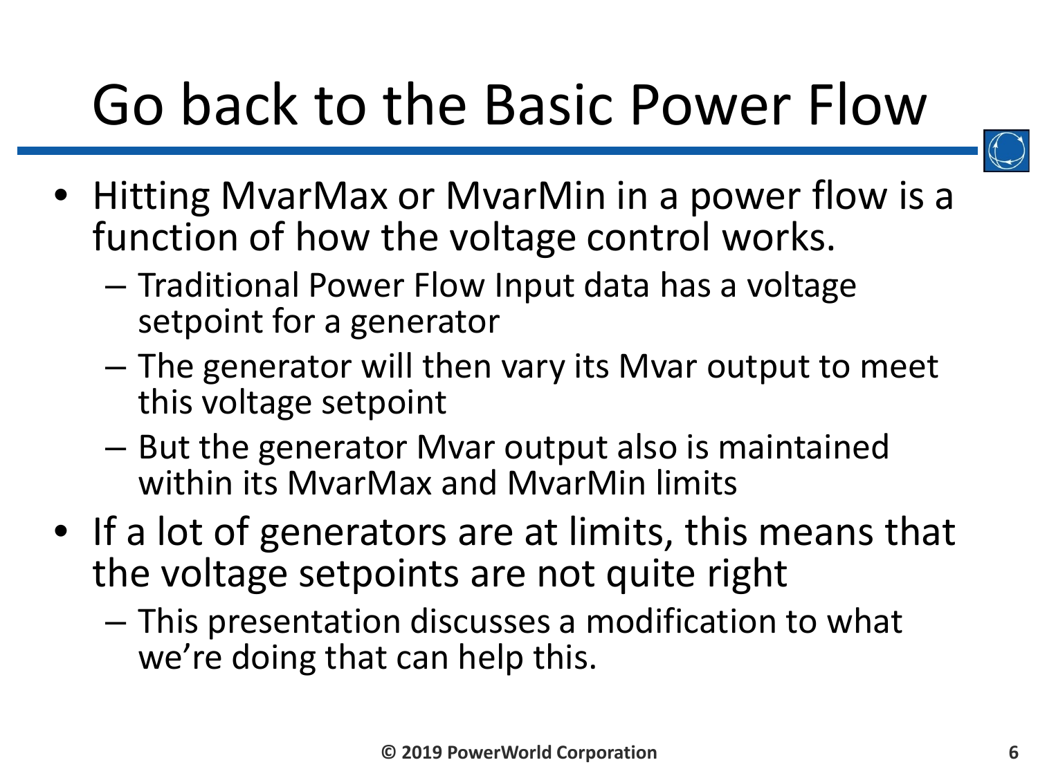# Go back to the Basic Power Flow

- Hitting MvarMax or MvarMin in a power flow is a function of how the voltage control works.
  - Traditional Power Flow Input data has a voltage setpoint for a generator
  - The generator will then vary its Mvar output to meet this voltage setpoint
  - But the generator Mvar output also is maintained within its MvarMax and MvarMin limits
- If a lot of generators are at limits, this means that the voltage setpoints are not quite right
  - This presentation discusses a modification to what we're doing that can help this.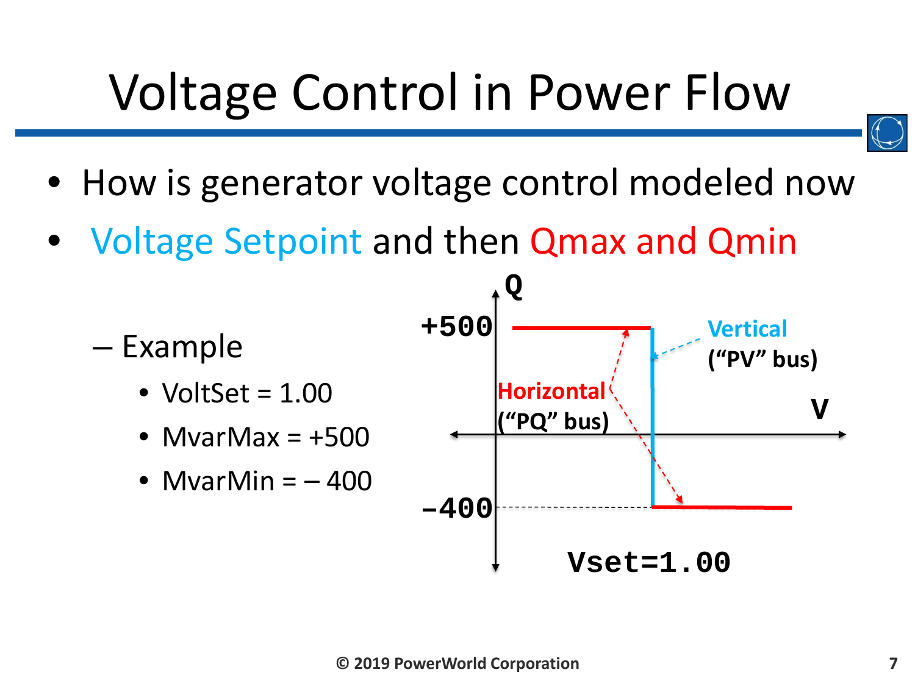# Voltage Control in Power Flow

- How is generator voltage control modeled now
- Voltage Setpoint and then Qmax and Qmin
  - Example
    - VoltSet = 1.00
    - MvarMax = +500
    - MvarMin = – 400

Q

+500

-400

V

Vertical ("PV" bus)

Horizontal ("PQ" bus)

Vset=1.00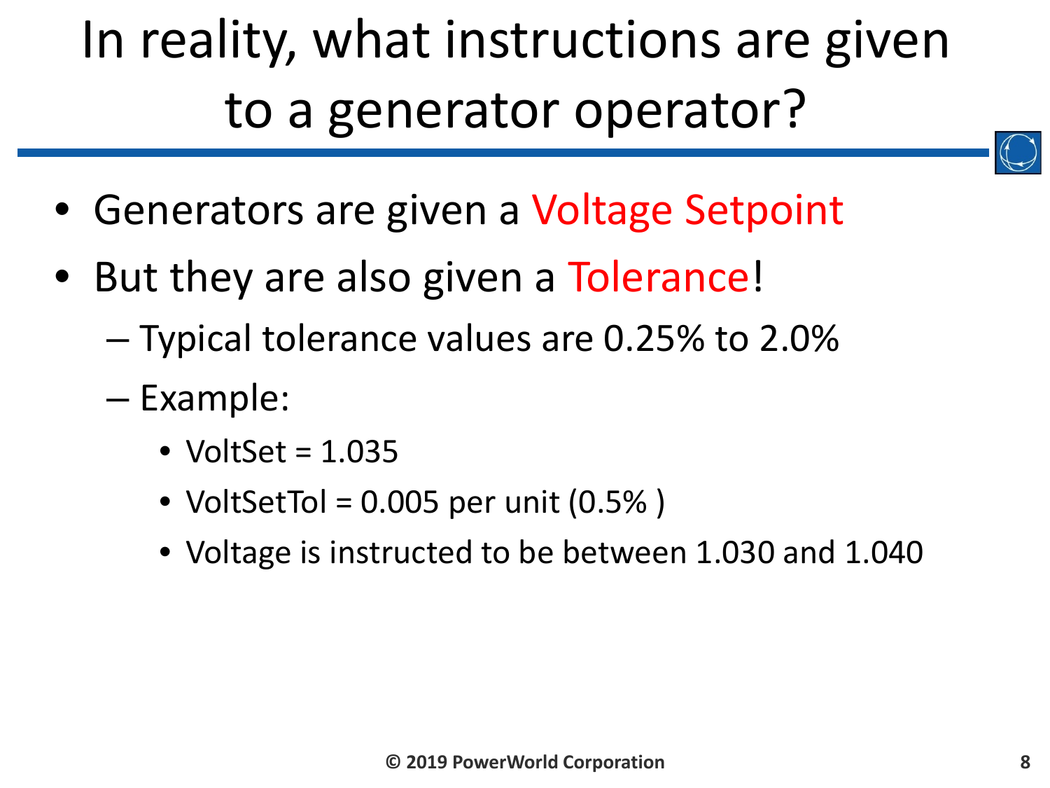# In reality, what instructions are given to a generator operator?

- Generators are given a Voltage Setpoint
- But they are also given a Tolerance!
  - Typical tolerance values are 0.25% to 2.0%
  - Example:
    - VoltSet = 1.035
    - VoltSetTol = 0.005 per unit (0.5% )
    - Voltage is instructed to be between 1.030 and 1.040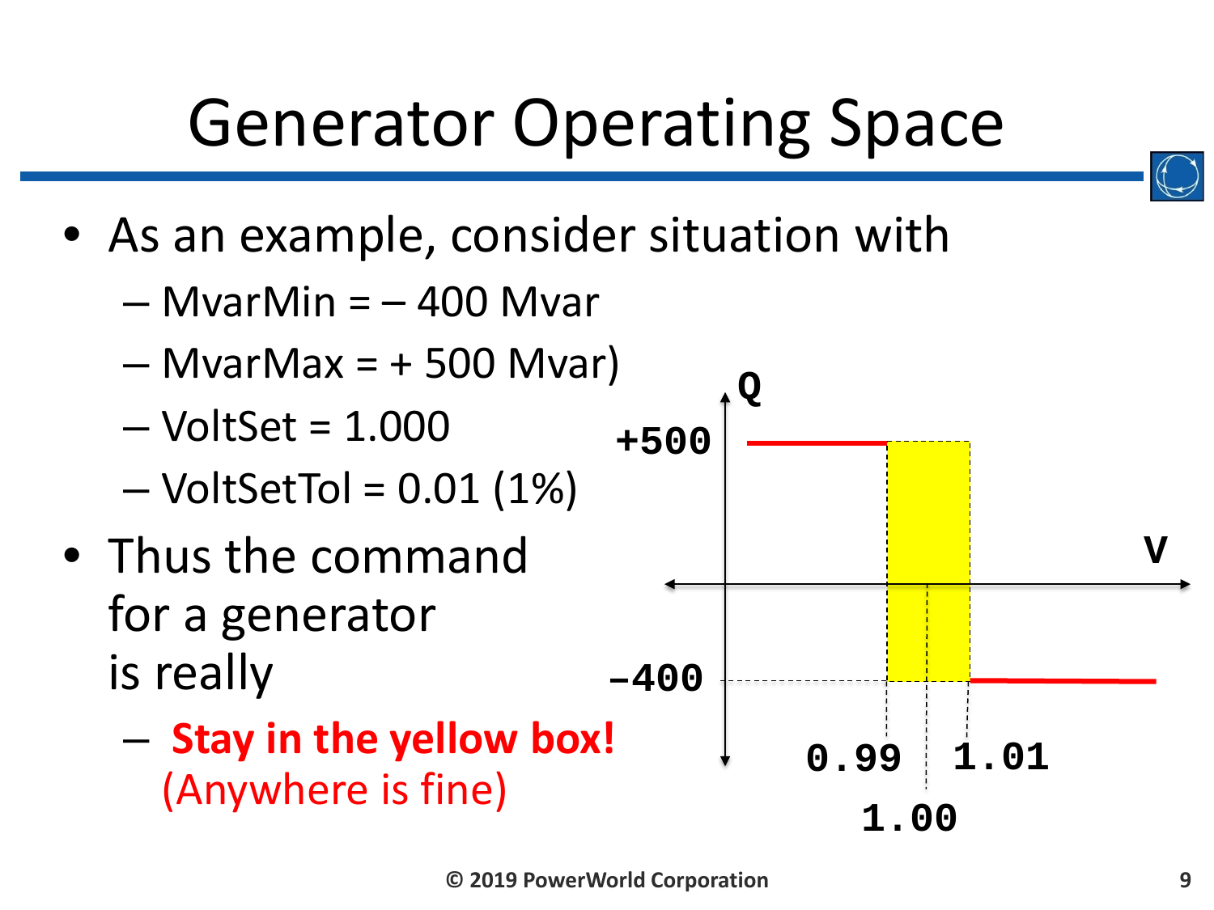# Generator Operating Space

- As an example, consider situation with
  - MvarMin = – 400 Mvar
  - MvarMax = + 500 Mvar)
  - VoltSet = 1.000
  - VoltSetTol = 0.01 (1%)
- Thus the command for a generator is really
  - **Stay in the yellow box!** (Anywhere is fine)

Q

+500

V

-400

0.99

1.01

1.00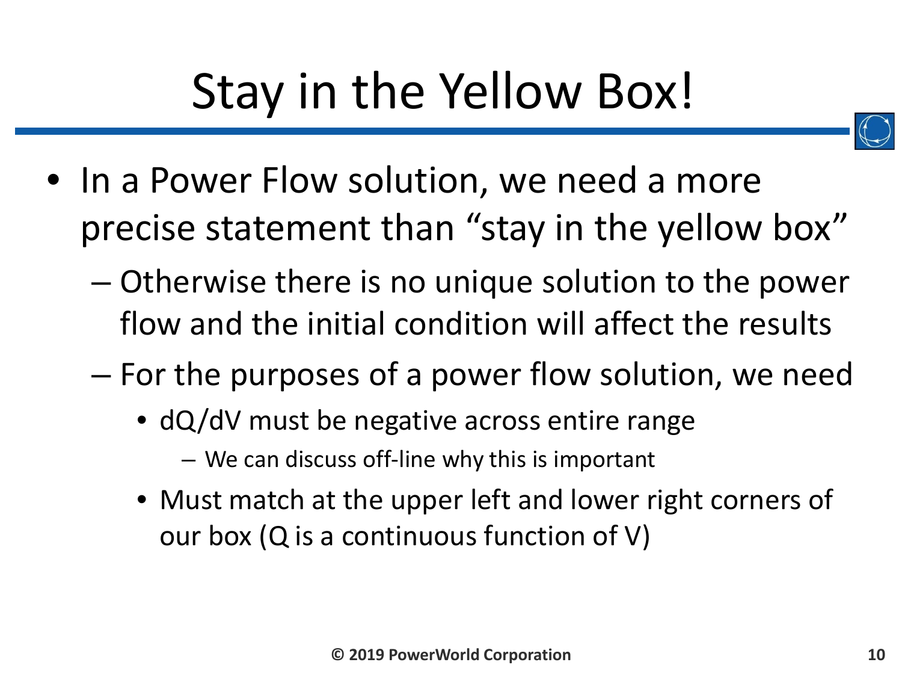# Stay in the Yellow Box!

- In a Power Flow solution, we need a more precise statement than "stay in the yellow box"
  - Otherwise there is no unique solution to the power flow and the initial condition will affect the results
  - For the purposes of a power flow solution, we need
    - $dQ/dV$ must be negative across entire range
      - We can discuss off-line why this is important
    - Must match at the upper left and lower right corners of our box ($Q$ is a continuous function of $V$)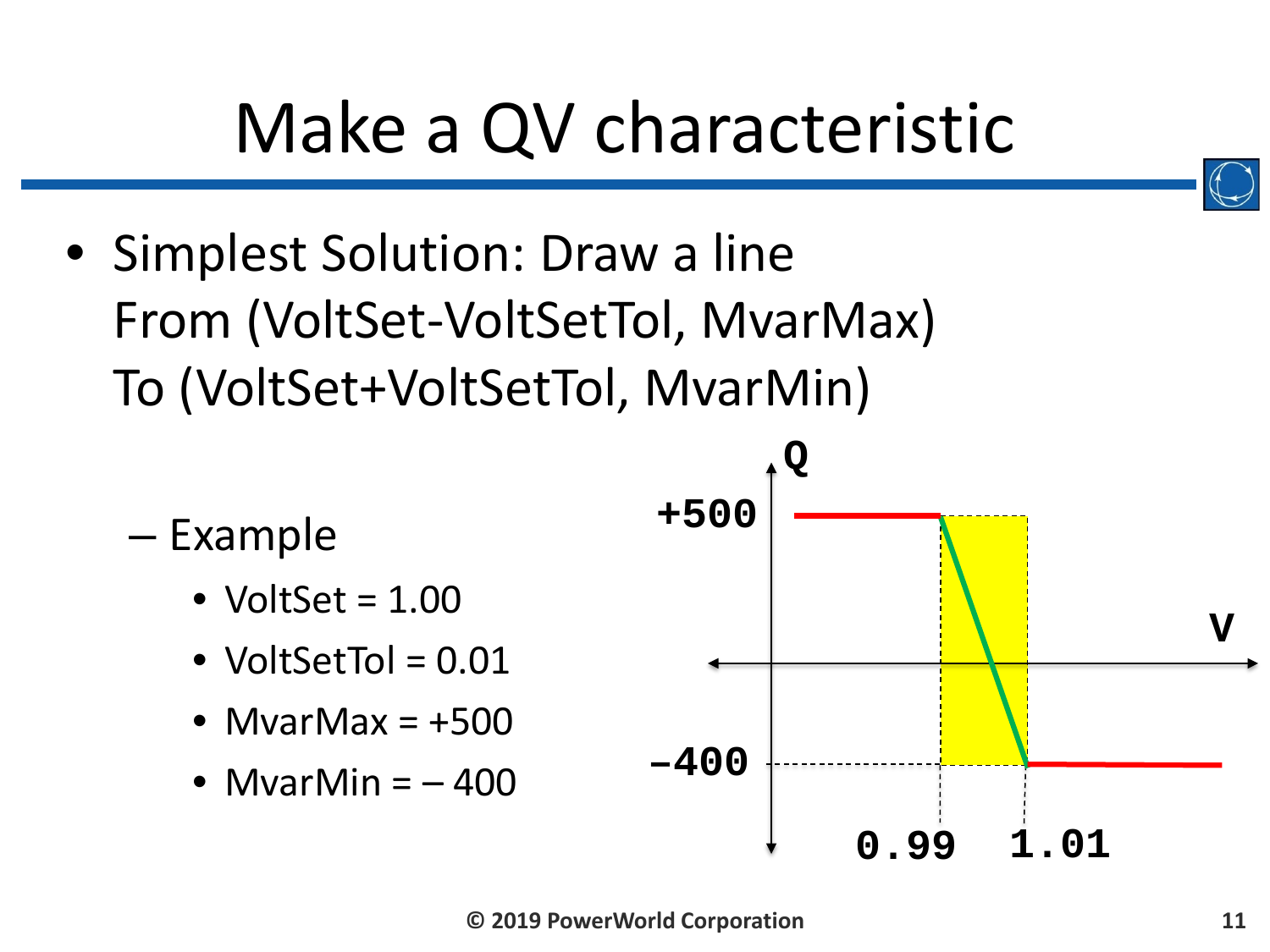# Make a QV characteristic

- Simplest Solution: Draw a line
  From (VoltSet-VoltSetTol, MvarMax)
  To (VoltSet+VoltSetTol, MvarMin)
  - Example
    - VoltSet = 1.00
    - VoltSetTol = 0.01
    - MvarMax = +500
    - MvarMin = – 400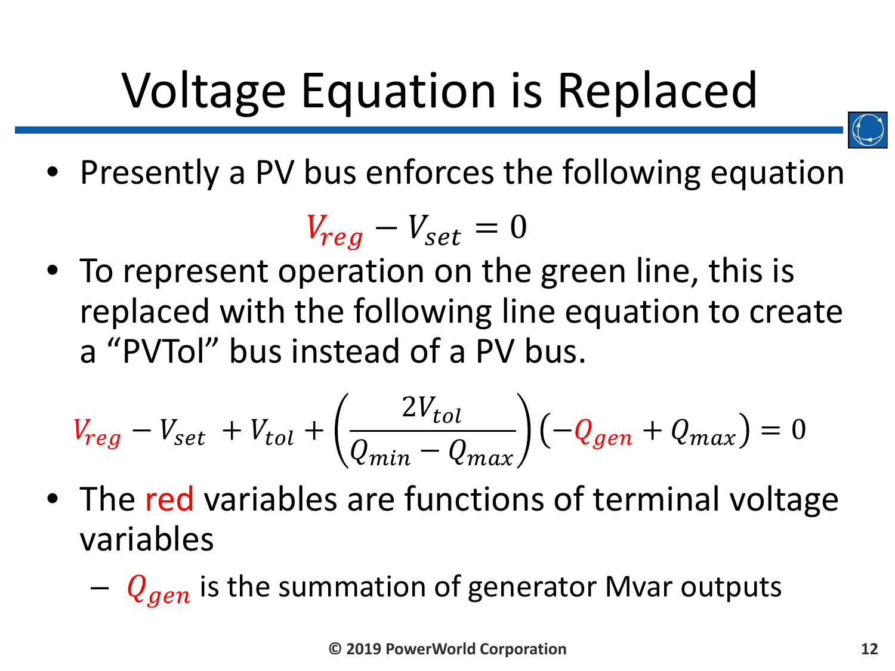# Voltage Equation is Replaced

- Presently a PV bus enforces the following equation

$$V_{reg} - V_{set} = 0$$

- To represent operation on the green line, this is replaced with the following line equation to create a "PVTol" bus instead of a PV bus.

$$V_{reg} - V_{set} + V_{tol} + \left(\frac{2V_{tol}}{Q_{min} - Q_{max}}\right)(-Q_{gen} + Q_{max}) = 0$$

- The red variables are functions of terminal voltage variables
  - $Q_{gen}$ is the summation of generator Mvar outputs

© 2019 PowerWorld Corporation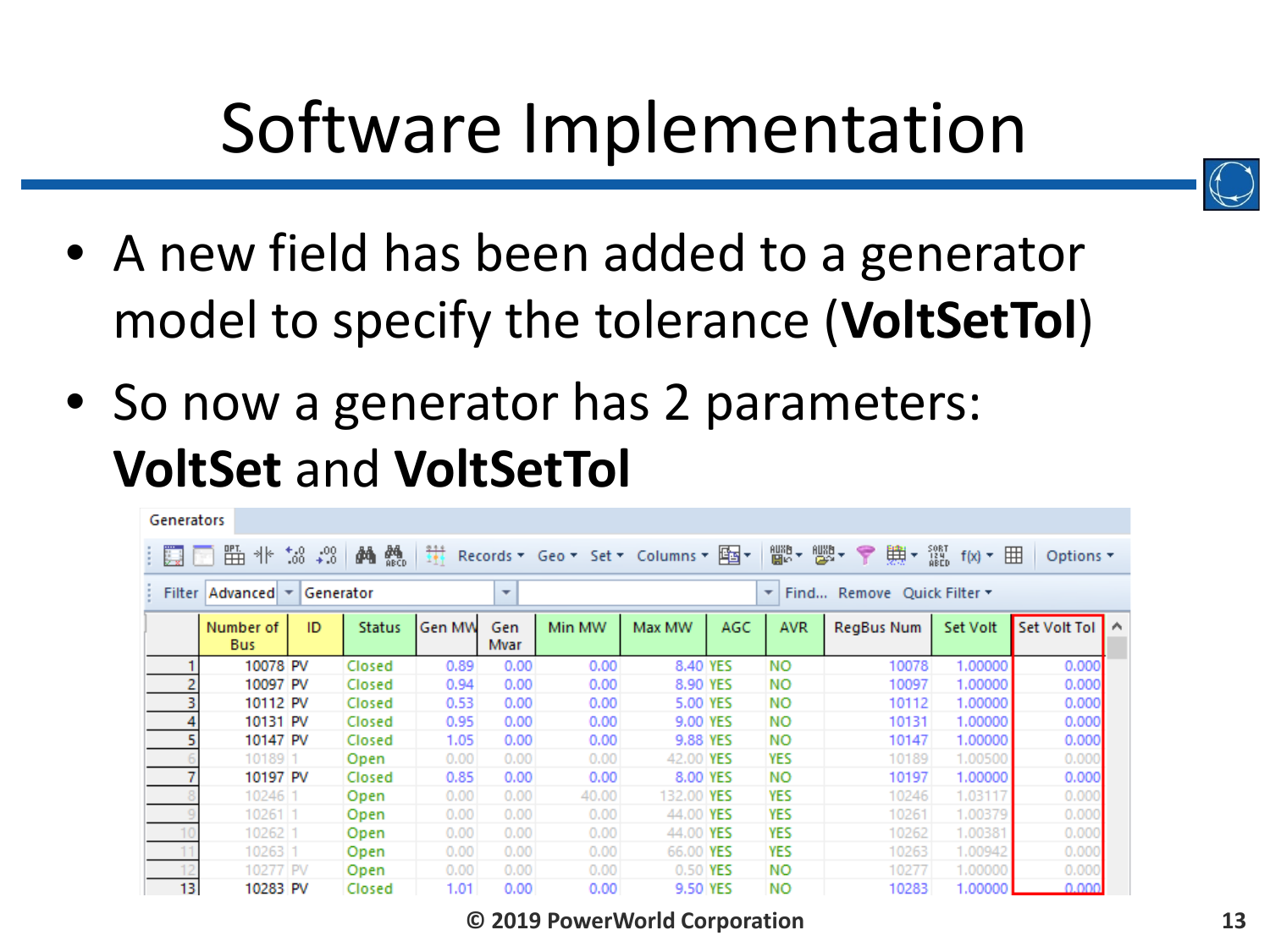# Software Implementation

- A new field has been added to a generator model to specify the tolerance (**VoltSetTol**)
- So now a generator has 2 parameters: **VoltSet** and **VoltSetTol**

Generators

Filter Advanced Generator Find... Remove Quick Filter

| | Number of Bus | ID | Status | Gen MW | Gen Mvar | Min MW | Max MW | AGC | AVR | RegBus Num | Set Volt | Set Volt Tol |
|---|---|---|---|---|---|---|---|---|---|---|---|---|
| 1 | 10078 | PV | Closed | 0.89 | 0.00 | 0.00 | 8.40 | YES | NO | 10078 | 1.00000 | 0.000 |
| 2 | 10097 | PV | Closed | 0.94 | 0.00 | 0.00 | 8.90 | YES | NO | 10097 | 1.00000 | 0.000 |
| 3 | 10112 | PV | Closed | 0.53 | 0.00 | 0.00 | 5.00 | YES | NO | 10112 | 1.00000 | 0.000 |
| 4 | 10131 | PV | Closed | 0.95 | 0.00 | 0.00 | 9.00 | YES | NO | 10131 | 1.00000 | 0.000 |
| 5 | 10147 | PV | Closed | 1.05 | 0.00 | 0.00 | 9.88 | YES | NO | 10147 | 1.00000 | 0.000 |
| 6 | 10189 | 1 | Open | 0.00 | 0.00 | 0.00 | 42.00 | YES | YES | 10189 | 1.00500 | 0.000 |
| 7 | 10197 | PV | Closed | 0.85 | 0.00 | 0.00 | 8.00 | YES | NO | 10197 | 1.00000 | 0.000 |
| 8 | 10246 | 1 | Open | 0.00 | 0.00 | 40.00 | 132.00 | YES | YES | 10246 | 1.03117 | 0.000 |
| 9 | 10261 | 1 | Open | 0.00 | 0.00 | 0.00 | 44.00 | YES | YES | 10262 | 1.00379 | 0.000 |
| 10 | 10262 | 1 | Open | 0.00 | 0.00 | 0.00 | 44.00 | YES | YES | 10262 | 1.00381 | 0.000 |
| 11 | 10263 | 1 | Open | 0.00 | 0.00 | 0.00 | 66.00 | YES | YES | 10263 | 1.00942 | 0.000 |
| 12 | 10277 | PV | Open | 0.00 | 0.00 | 0.00 | 0.50 | YES | NO | 10277 | 1.00000 | 0.000 |
| 13 | 10283 | PV | Closed | 1.01 | 0.00 | 0.00 | 9.50 | YES | NO | 10283 | 1.00000 | 0.000 |

© 2019 PowerWorld Corporation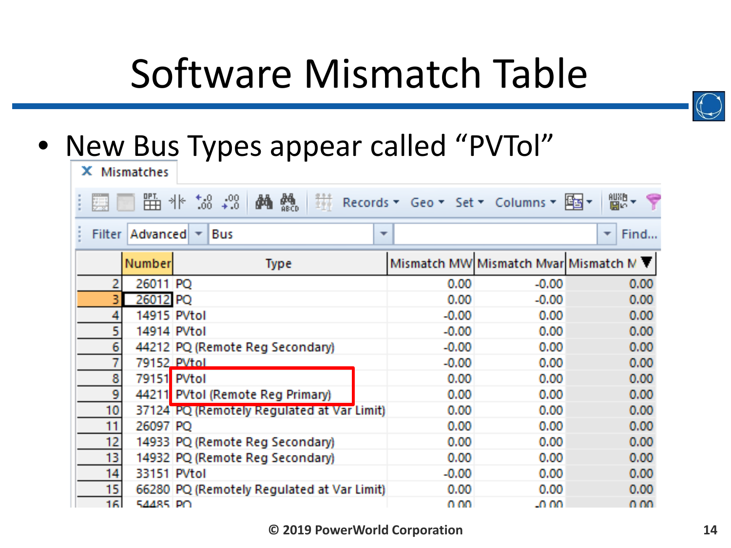# Software Mismatch Table

- New Bus Types appear called "PVTol"

Mismatches

Records ▾ Geo ▾ Set ▾ Columns ▾

Filter | Advanced | Bus | | Find...

| | Number | Type | Mismatch MW | Mismatch Mvar | Mismatch M |
|---|---|---|---|---|---|
| 2 | 26011 | PQ | 0.00 | -0.00 | 0.00 |
| 3 | 26012 | PQ | 0.00 | -0.00 | 0.00 |
| 4 | 14915 | PVtol | -0.00 | 0.00 | 0.00 |
| 5 | 14914 | PVtol | -0.00 | 0.00 | 0.00 |
| 6 | 44212 | PQ (Remote Reg Secondary) | -0.00 | 0.00 | 0.00 |
| 7 | 79152 | PVtol | -0.00 | 0.00 | 0.00 |
| 8 | 79151 | PVtol | 0.00 | 0.00 | 0.00 |
| 9 | 44211 | PVtol (Remote Reg Primary) | 0.00 | 0.00 | 0.00 |
| 10 | 37124 | PQ (Remotely Regulated at Var Limit) | 0.00 | 0.00 | 0.00 |
| 11 | 26097 | PQ | 0.00 | 0.00 | 0.00 |
| 12 | 14933 | PQ (Remote Reg Secondary) | 0.00 | 0.00 | 0.00 |
| 13 | 14932 | PQ (Remote Reg Secondary) | 0.00 | 0.00 | 0.00 |
| 14 | 33151 | PVtol | -0.00 | 0.00 | 0.00 |
| 15 | 66280 | PQ (Remotely Regulated at Var Limit) | 0.00 | 0.00 | 0.00 |
| 16 | 54485 | PQ | 0.00 | -0.00 | 0.00 |

© 2019 PowerWorld Corporation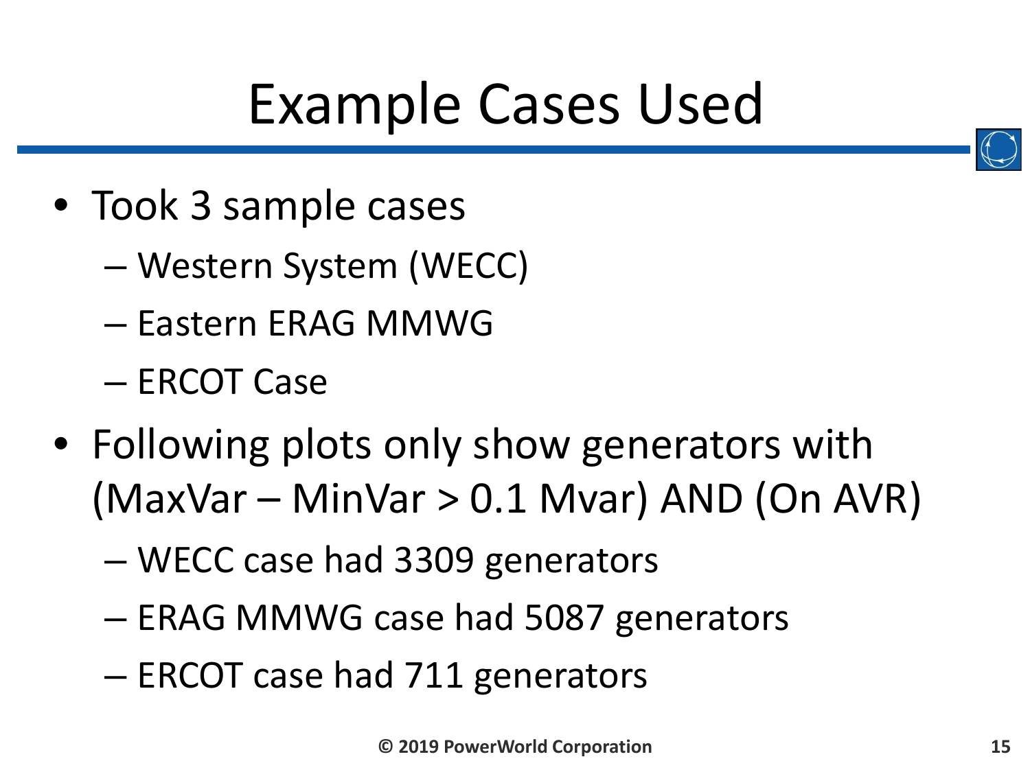# Example Cases Used

- Took 3 sample cases
  - Western System (WECC)
  - Eastern ERAG MMWG
  - ERCOT Case
- Following plots only show generators with (MaxVar – MinVar > 0.1 Mvar) AND (On AVR)
  - WECC case had 3309 generators
  - ERAG MMWG case had 5087 generators
  - ERCOT case had 711 generators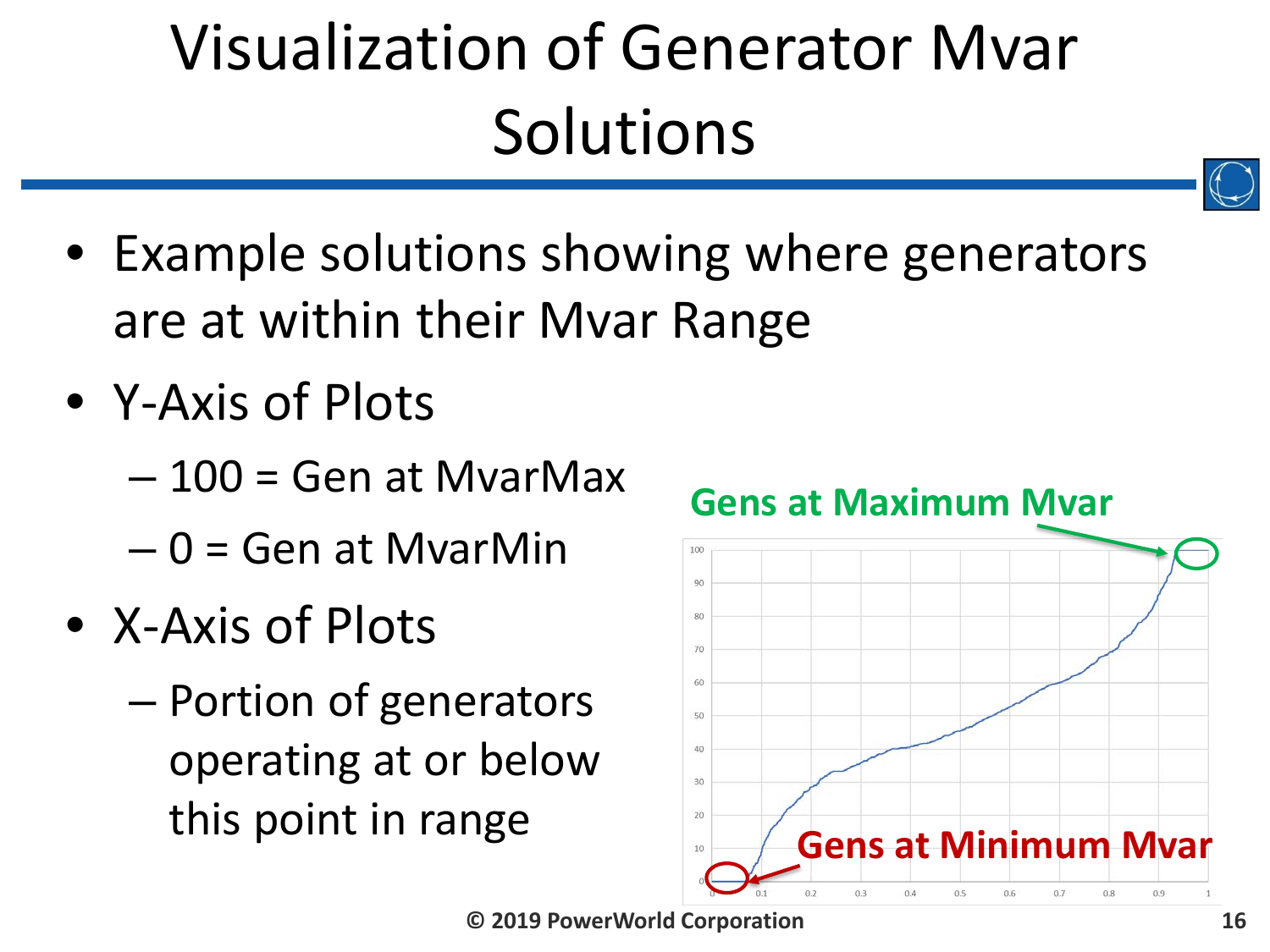# Visualization of Generator Mvar Solutions

- Example solutions showing where generators are at within their Mvar Range
- Y-Axis of Plots
  - 100 = Gen at MvarMax
  - 0 = Gen at MvarMin
- X-Axis of Plots
  - Portion of generators operating at or below this point in range

Gens at Maximum Mvar

Gens at Minimum Mvar

© 2019 PowerWorld Corporation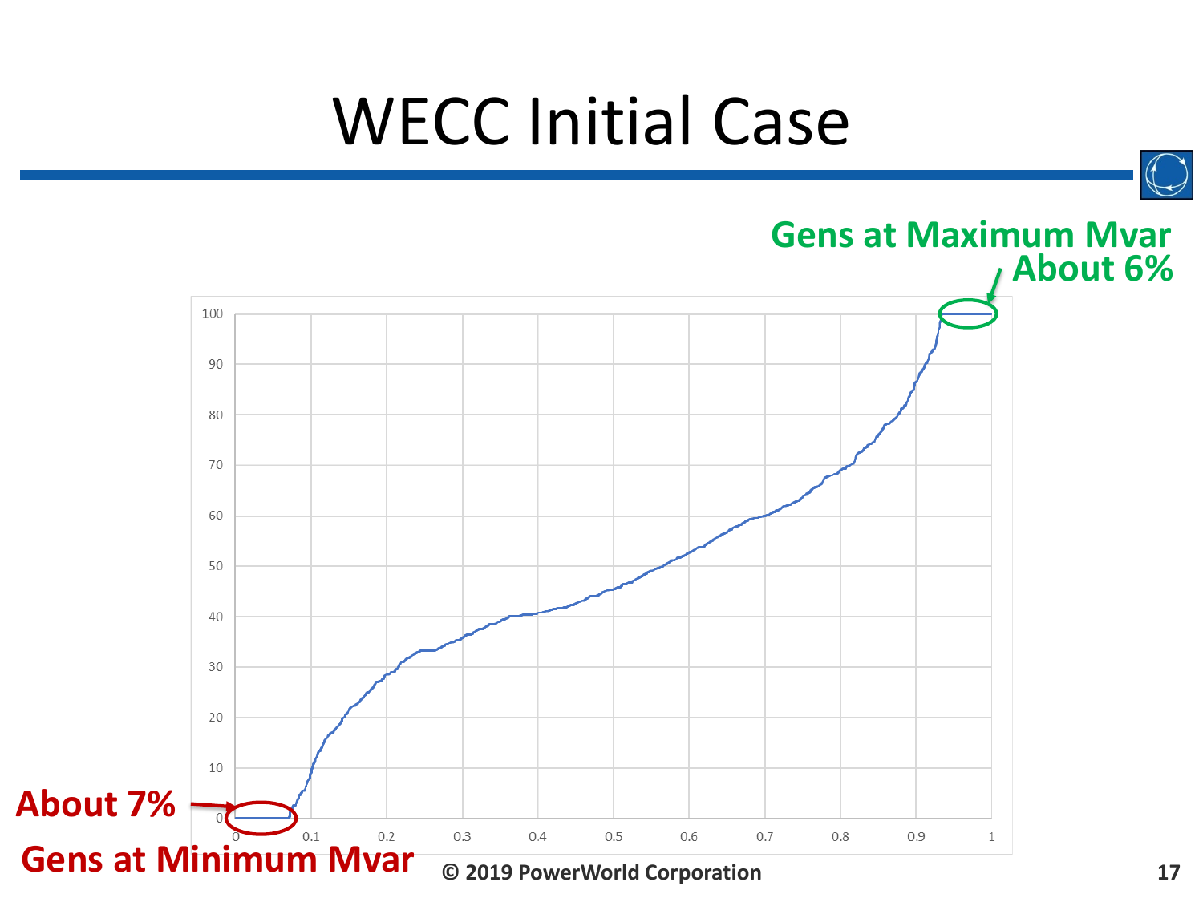# WECC Initial Case

Gens at Maximum Mvar
About 6%

About 7%
Gens at Minimum Mvar

© 2019 PowerWorld Corporation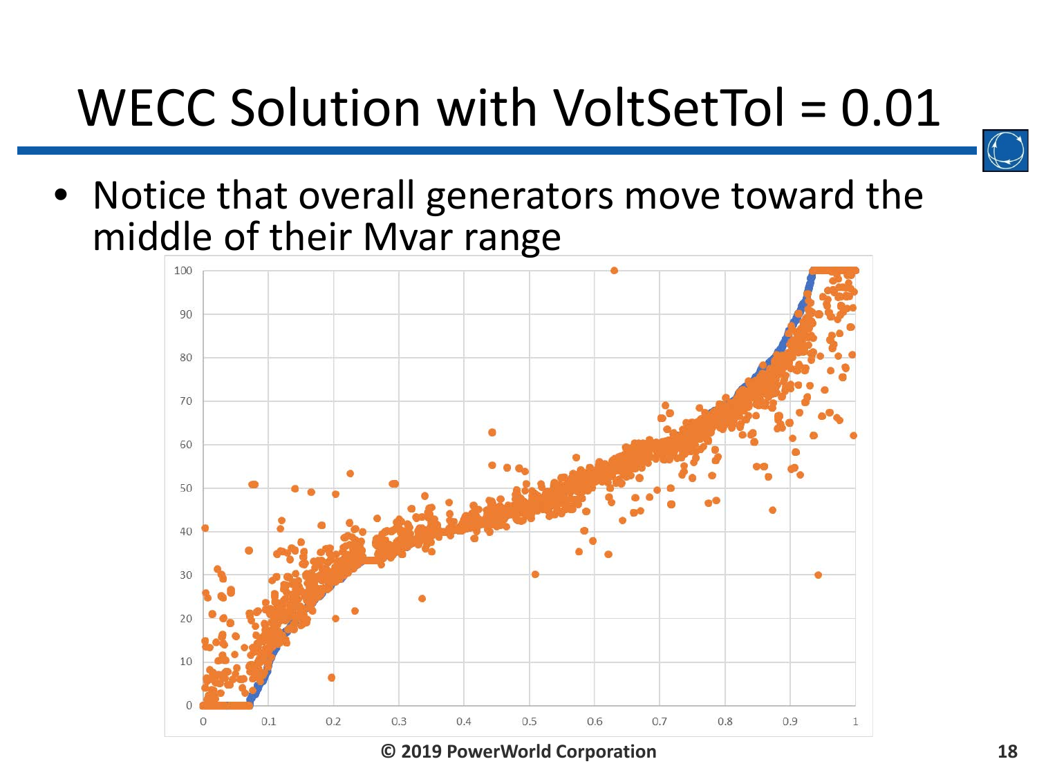# WECC Solution with VoltSetTol = 0.01

- Notice that overall generators move toward the middle of their Mvar range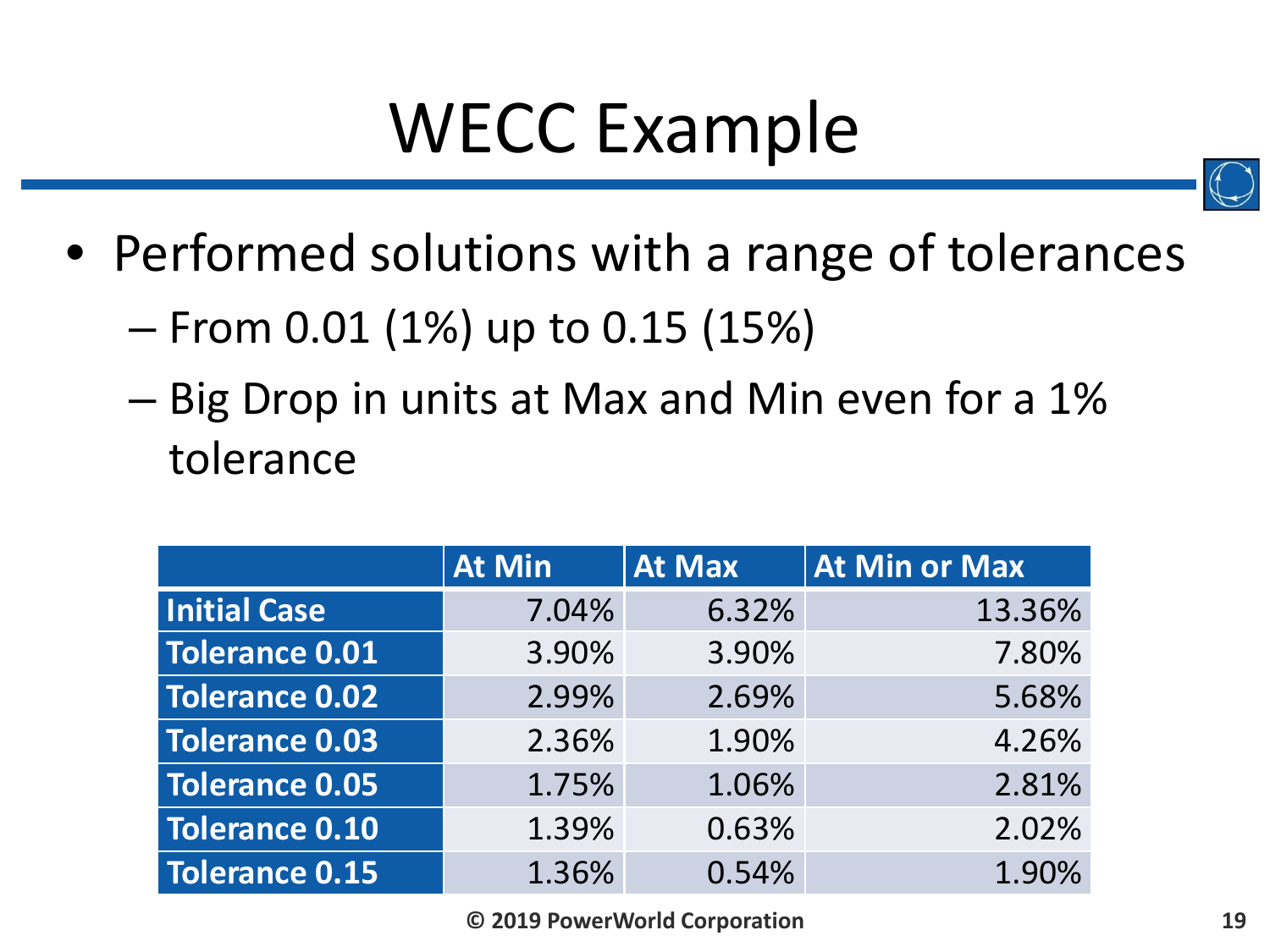# WECC Example

- Performed solutions with a range of tolerances
  - From 0.01 (1%) up to 0.15 (15%)
  - Big Drop in units at Max and Min even for a 1% tolerance

| | At Min | At Max | At Min or Max |
|---|---|---|---|
| **Initial Case** | 7.04% | 6.32% | 13.36% |
| **Tolerance 0.01** | 3.90% | 3.90% | 7.80% |
| **Tolerance 0.02** | 2.99% | 2.69% | 5.68% |
| **Tolerance 0.03** | 2.36% | 1.90% | 4.26% |
| **Tolerance 0.05** | 1.75% | 1.06% | 2.81% |
| **Tolerance 0.10** | 1.39% | 0.63% | 2.02% |
| **Tolerance 0.15** | 1.36% | 0.54% | 1.90% |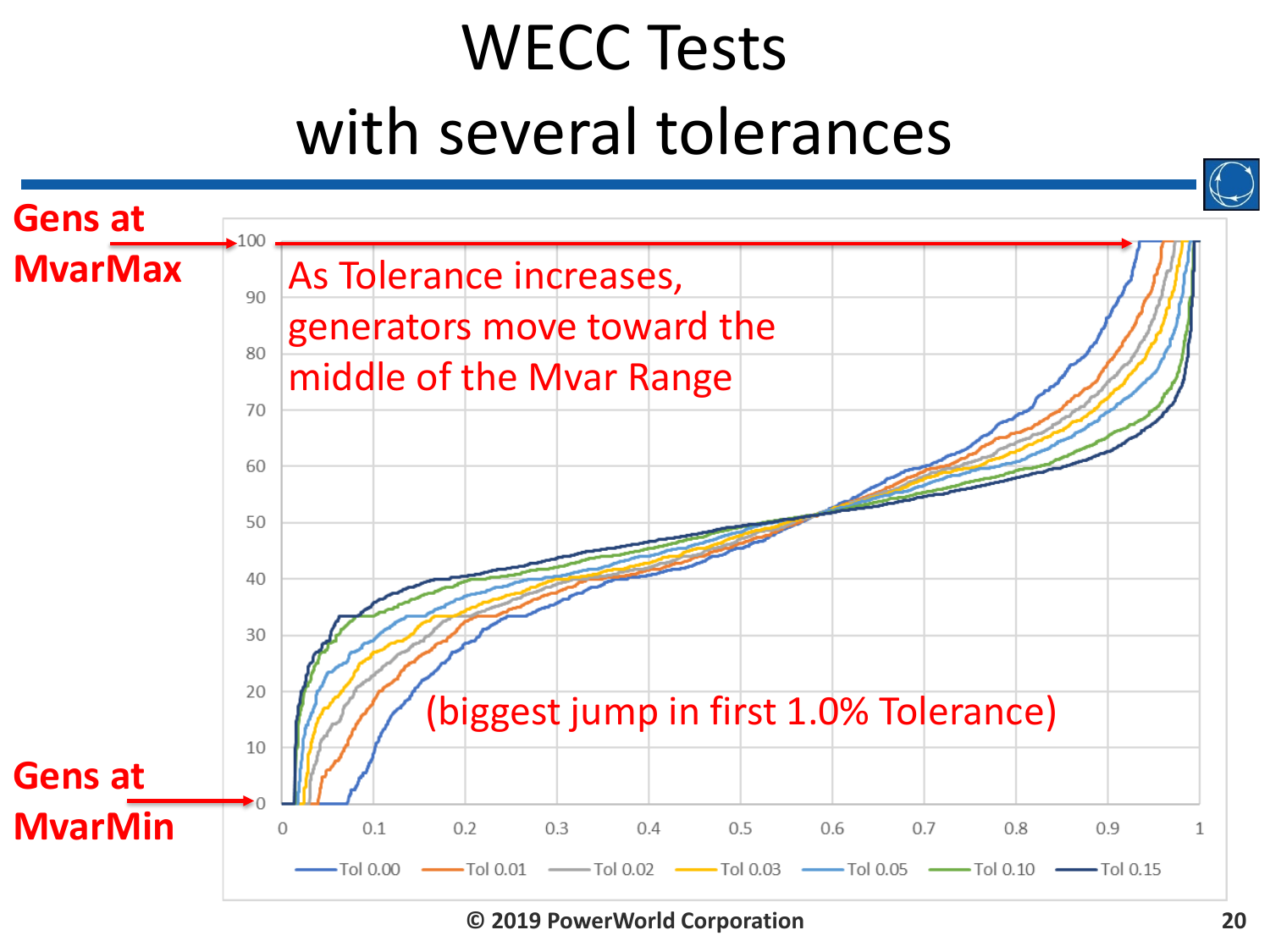# WECC Tests with several tolerances

Gens at MvarMax

Gens at MvarMin

As Tolerance increases, generators move toward the middle of the Mvar Range

(biggest jump in first 1.0% Tolerance)

Tol 0.00 | Tol 0.01 | Tol 0.02 | Tol 0.03 | Tol 0.05 | Tol 0.10 | Tol 0.15

© 2019 PowerWorld Corporation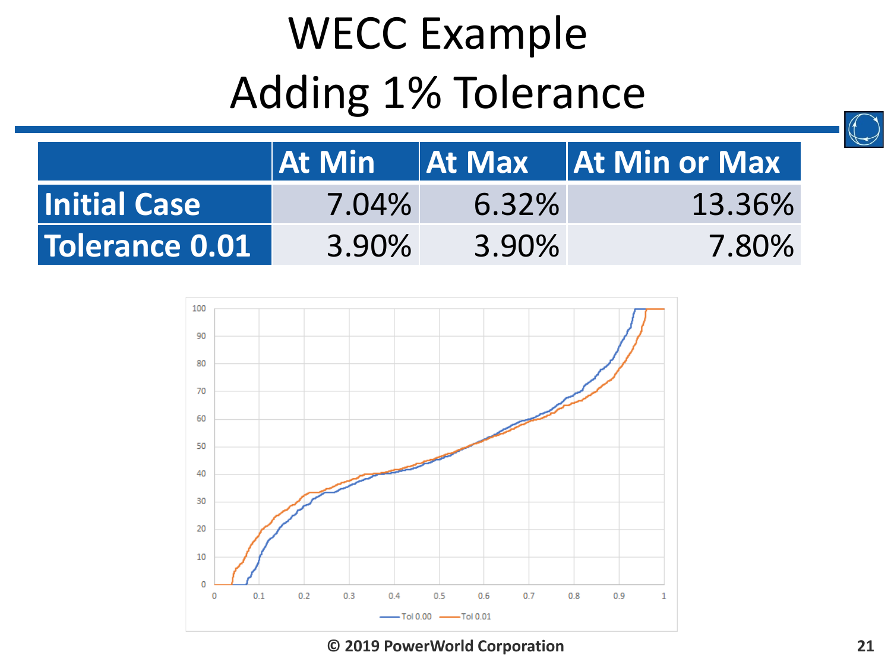# WECC Example
## Adding 1% Tolerance

| | At Min | At Max | At Min or Max |
|---|---|---|---|
| **Initial Case** | 7.04% | 6.32% | 13.36% |
| **Tolerance 0.01** | 3.90% | 3.90% | 7.80% |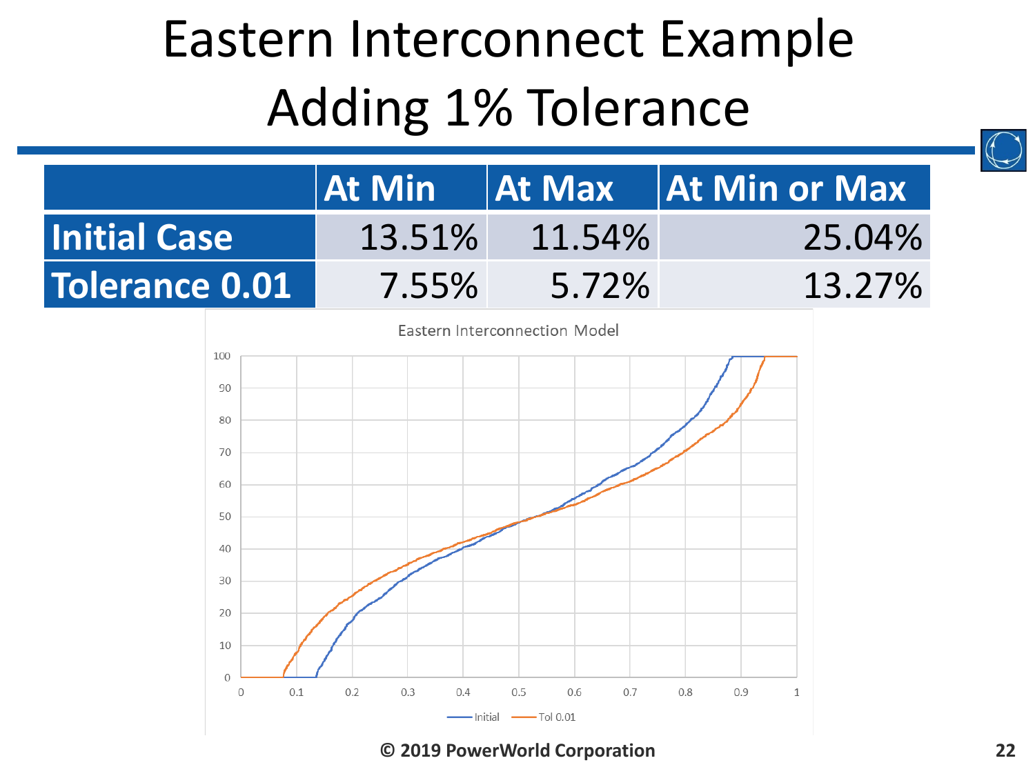# Eastern Interconnect Example Adding 1% Tolerance

| | At Min | At Max | At Min or Max |
|---|---|---|---|
| Initial Case | 13.51% | 11.54% | 25.04% |
| Tolerance 0.01 | 7.55% | 5.72% | 13.27% |

Eastern Interconnection Model

© 2019 PowerWorld Corporation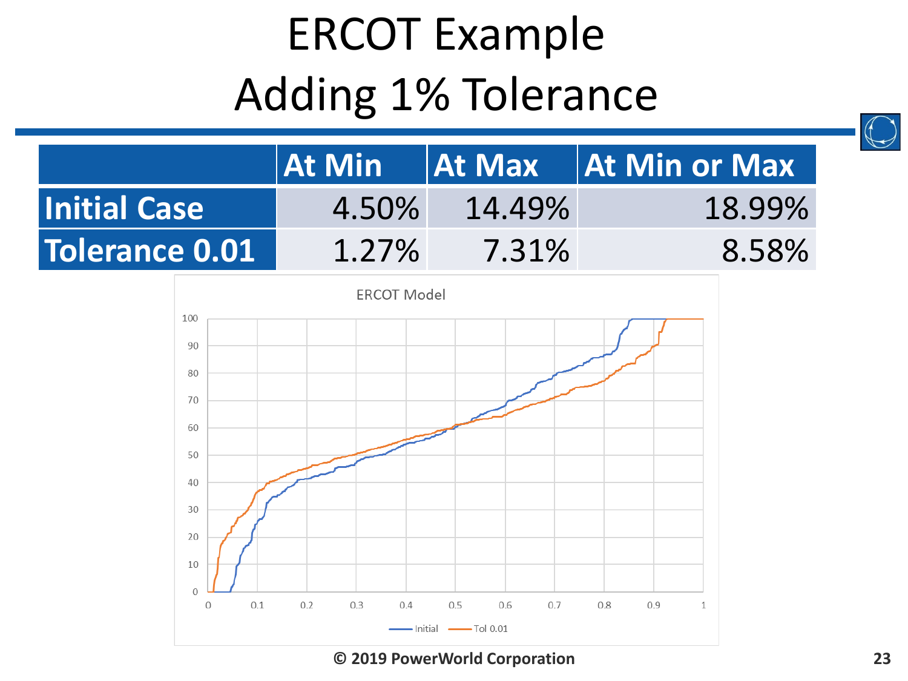# ERCOT Example Adding 1% Tolerance

| | At Min | At Max | At Min or Max |
|---|---|---|---|
| **Initial Case** | 4.50% | 14.49% | 18.99% |
| **Tolerance 0.01** | 1.27% | 7.31% | 8.58% |

© 2019 PowerWorld Corporation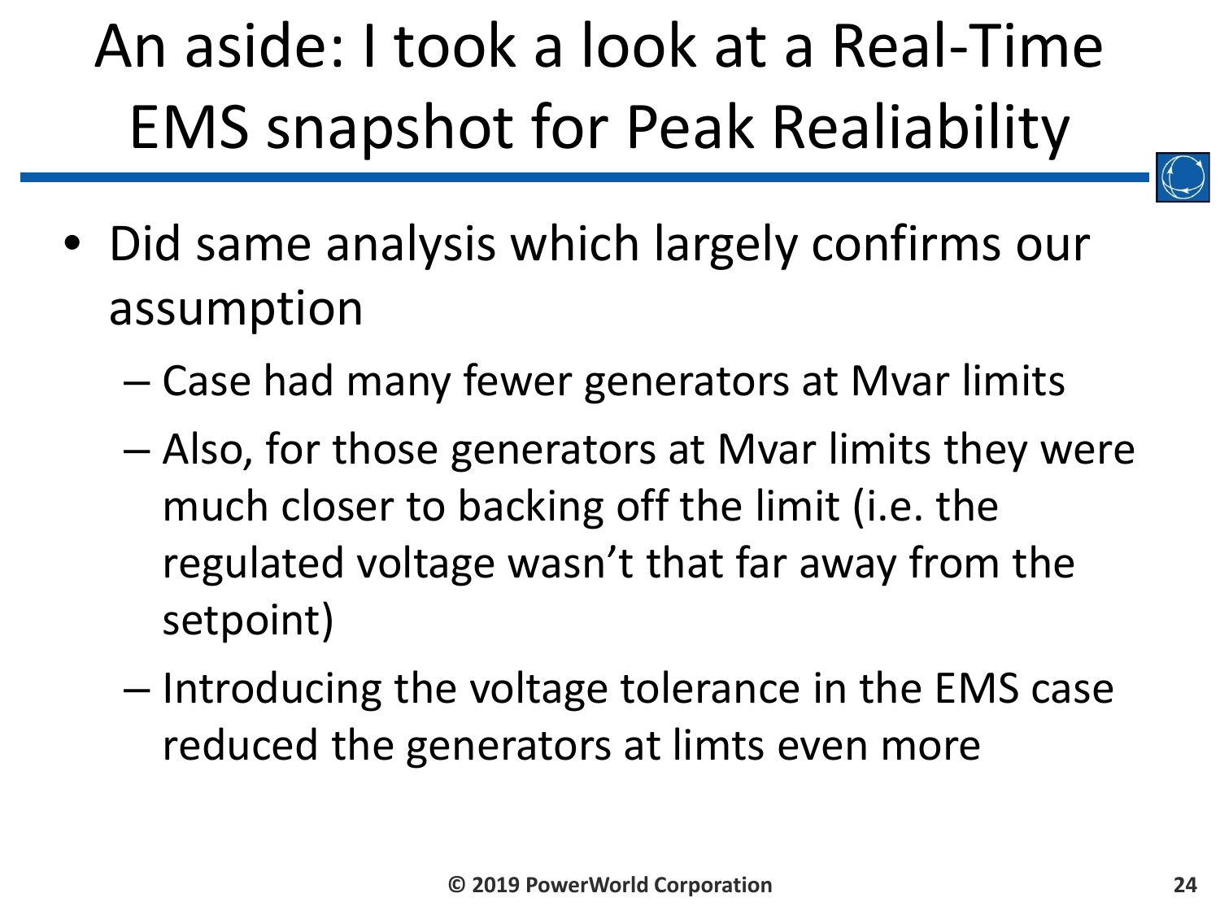# An aside: I took a look at a Real-Time EMS snapshot for Peak Realiability

- Did same analysis which largely confirms our assumption
  - Case had many fewer generators at Mvar limits
  - Also, for those generators at Mvar limits they were much closer to backing off the limit (i.e. the regulated voltage wasn't that far away from the setpoint)
  - Introducing the voltage tolerance in the EMS case reduced the generators at limts even more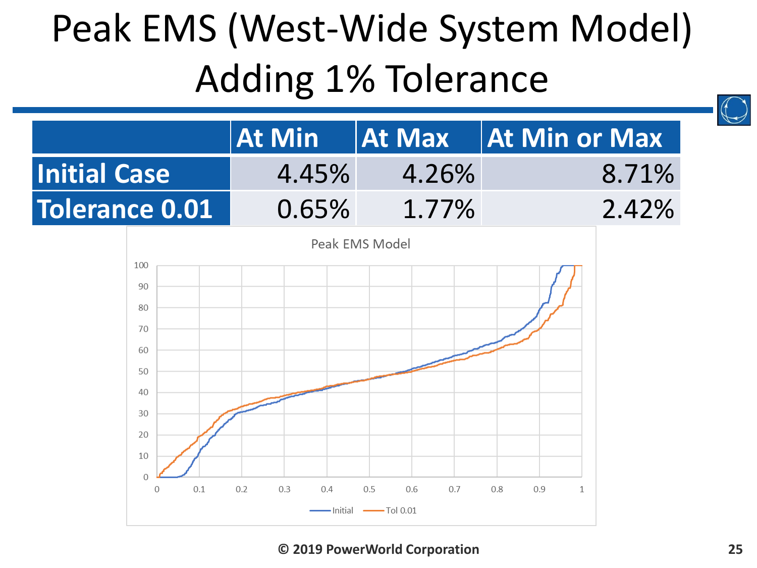# Peak EMS (West-Wide System Model) Adding 1% Tolerance

| | At Min | At Max | At Min or Max |
|---|---|---|---|
| **Initial Case** | 4.45% | 4.26% | 8.71% |
| **Tolerance 0.01** | 0.65% | 1.77% | 2.42% |

© 2019 PowerWorld Corporation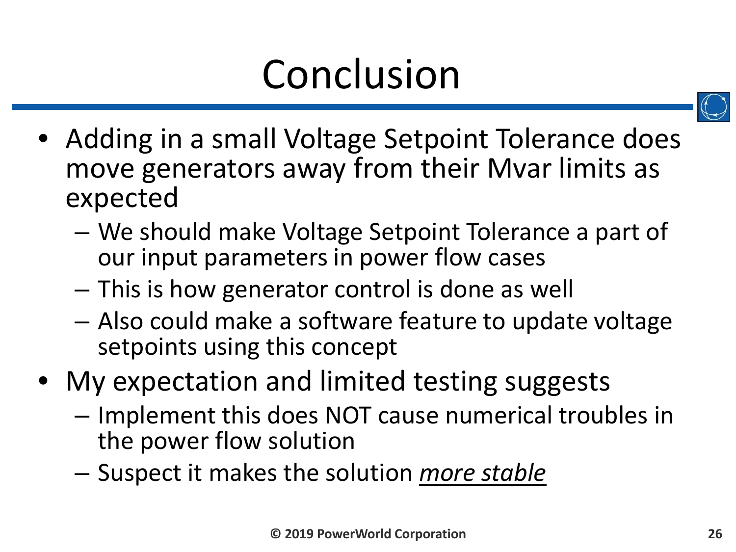# Conclusion

- Adding in a small Voltage Setpoint Tolerance does move generators away from their Mvar limits as expected
  - We should make Voltage Setpoint Tolerance a part of our input parameters in power flow cases
  - This is how generator control is done as well
  - Also could make a software feature to update voltage setpoints using this concept
- My expectation and limited testing suggests
  - Implement this does NOT cause numerical troubles in the power flow solution
  - Suspect it makes the solution *more stable*

© 2019 PowerWorld Corporation